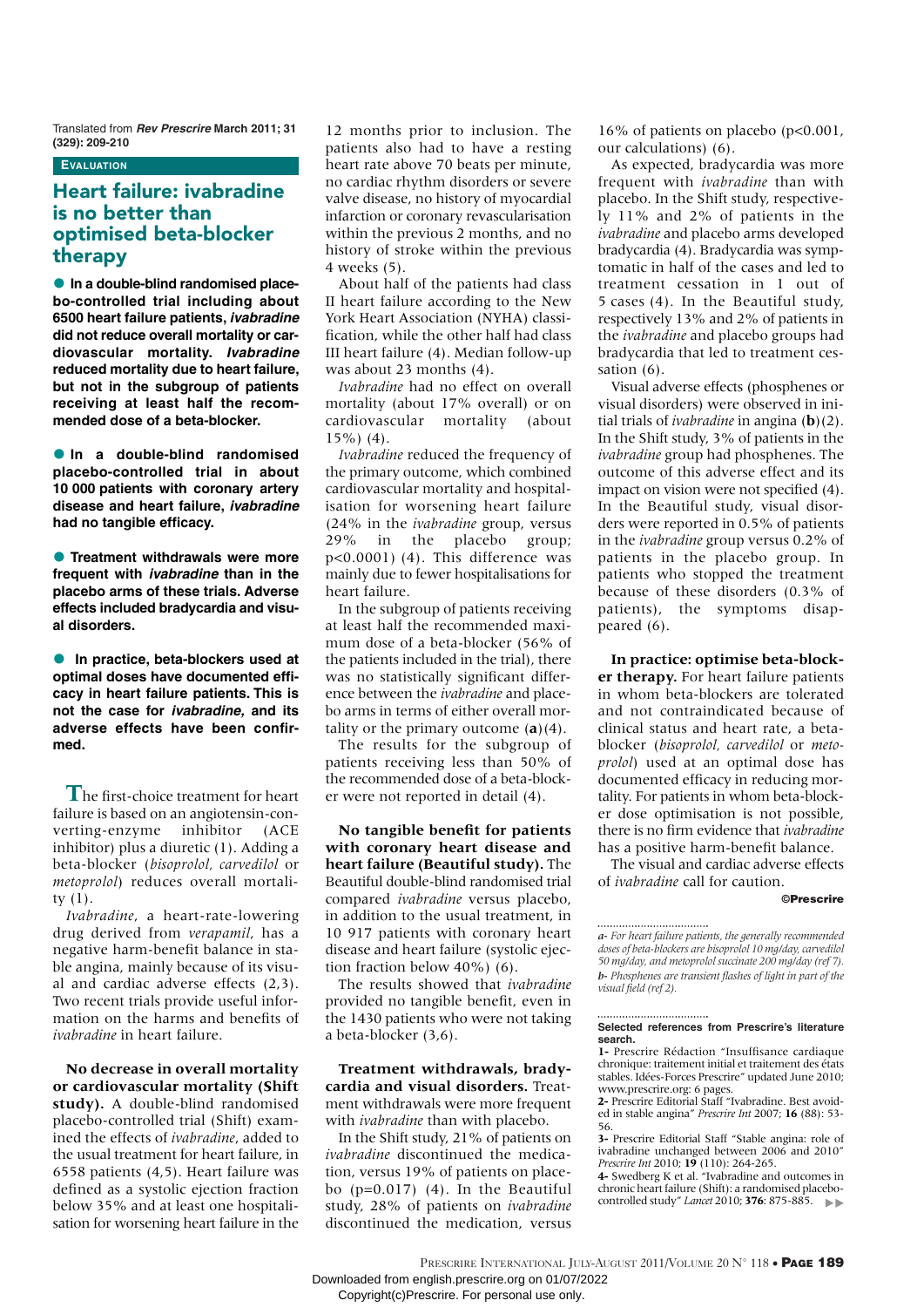Translated from ***Rev Prescrire* March 2011; 31 (329): 209-210**

**EVALUATION**

# Heart failure: ivabradine is no better than optimised beta-blocker therapy

● **In a double-blind randomised placebo-controlled trial including about 6500 heart failure patients, *ivabradine* did not reduce overall mortality or cardiovascular mortality. *Ivabradine* reduced mortality due to heart failure, but not in the subgroup of patients receiving at least half the recommended dose of a beta-blocker.**

● **In a double-blind randomised placebo-controlled trial in about 10 000 patients with coronary artery disease and heart failure, *ivabradine* had no tangible efficacy.**

● **Treatment withdrawals were more frequent with *ivabradine* than in the placebo arms of these trials. Adverse effects included bradycardia and visual disorders.**

● **In practice, beta-blockers used at optimal doses have documented efficacy in heart failure patients. This is not the case for *ivabradine*, and its adverse effects have been confirmed.**

The first-choice treatment for heart failure is based on an angiotensin-converting-enzyme inhibitor (ACE inhibitor) plus a diuretic (1). Adding a beta-blocker (*bisoprolol, carvedilol* or *metoprolol*) reduces overall mortality (1).

*Ivabradine*, a heart-rate-lowering drug derived from *verapamil*, has a negative harm-benefit balance in stable angina, mainly because of its visual and cardiac adverse effects (2,3). Two recent trials provide useful information on the harms and benefits of *ivabradine* in heart failure.

**No decrease in overall mortality or cardiovascular mortality (Shift study).** A double-blind randomised placebo-controlled trial (Shift) examined the effects of *ivabradine*, added to the usual treatment for heart failure, in 6558 patients (4,5). Heart failure was defined as a systolic ejection fraction below 35% and at least one hospitalisation for worsening heart failure in the 12 months prior to inclusion. The patients also had to have a resting heart rate above 70 beats per minute, no cardiac rhythm disorders or severe valve disease, no history of myocardial infarction or coronary revascularisation within the previous 2 months, and no history of stroke within the previous 4 weeks (5).

About half of the patients had class II heart failure according to the New York Heart Association (NYHA) classification, while the other half had class III heart failure (4). Median follow-up was about 23 months (4).

*Ivabradine* had no effect on overall mortality (about 17% overall) or on cardiovascular mortality (about 15%) (4).

*Ivabradine* reduced the frequency of the primary outcome, which combined cardiovascular mortality and hospitalisation for worsening heart failure (24% in the *ivabradine* group, versus 29% in the placebo group; p<0.0001) (4). This difference was mainly due to fewer hospitalisations for heart failure.

In the subgroup of patients receiving at least half the recommended maximum dose of a beta-blocker (56% of the patients included in the trial), there was no statistically significant difference between the *ivabradine* and placebo arms in terms of either overall mortality or the primary outcome (**a**)(4).

The results for the subgroup of patients receiving less than 50% of the recommended dose of a beta-blocker were not reported in detail (4).

**No tangible benefit for patients with coronary heart disease and heart failure (Beautiful study).** The Beautiful double-blind randomised trial compared *ivabradine* versus placebo, in addition to the usual treatment, in 10 917 patients with coronary heart disease and heart failure (systolic ejection fraction below 40%) (6).

The results showed that *ivabradine* provided no tangible benefit, even in the 1430 patients who were not taking a beta-blocker (3,6).

**Treatment withdrawals, bradycardia and visual disorders.** Treatment withdrawals were more frequent with *ivabradine* than with placebo.

In the Shift study, 21% of patients on *ivabradine* discontinued the medication, versus 19% of patients on placebo (p=0.017) (4). In the Beautiful study, 28% of patients on *ivabradine* discontinued the medication, versus 16% of patients on placebo (p<0.001, our calculations) (6).

As expected, bradycardia was more frequent with *ivabradine* than with placebo. In the Shift study, respectively 11% and 2% of patients in the *ivabradine* and placebo arms developed bradycardia (4). Bradycardia was symptomatic in half of the cases and led to treatment cessation in 1 out of 5 cases (4). In the Beautiful study, respectively 13% and 2% of patients in the *ivabradine* and placebo groups had bradycardia that led to treatment cessation (6).

Visual adverse effects (phosphenes or visual disorders) were observed in initial trials of *ivabradine* in angina (**b**)(2). In the Shift study, 3% of patients in the *ivabradine* group had phosphenes. The outcome of this adverse effect and its impact on vision were not specified (4). In the Beautiful study, visual disorders were reported in 0.5% of patients in the *ivabradine* group versus 0.2% of patients in the placebo group. In patients who stopped the treatment because of these disorders (0.3% of patients), the symptoms disappeared (6).

**In practice: optimise beta-blocker therapy.** For heart failure patients in whom beta-blockers are tolerated and not contraindicated because of clinical status and heart rate, a beta-blocker (*bisoprolol, carvedilol* or *metoprolol*) used at an optimal dose has documented efficacy in reducing mortality. For patients in whom beta-blocker dose optimisation is not possible, there is no firm evidence that *ivabradine* has a positive harm-benefit balance.

The visual and cardiac adverse effects of *ivabradine* call for caution.

**©Prescrire**

*a- For heart failure patients, the generally recommended doses of beta-blockers are bisoprolol 10 mg/day, carvedilol 50 mg/day, and metoprolol succinate 200 mg/day (ref 7).*

*b- Phosphenes are transient flashes of light in part of the visual field (ref 2).*

**Selected references from Prescrire's literature search.**

1- Prescrire Rédaction "Insuffisance cardiaque chronique: traitement initial et traitement des états stables. Idées-Forces Prescrire" updated June 2010; www.prescrire.org: 6 pages.

2- Prescrire Editorial Staff "Ivabradine. Best avoided in stable angina" *Prescrire Int* 2007; **16** (88): 53-56.

3- Prescrire Editorial Staff "Stable angina: role of ivabradine unchanged between 2006 and 2010" *Prescrire Int* 2010; **19** (110): 264-265.

4- Swedberg K et al. "Ivabradine and outcomes in chronic heart failure (Shift): a randomised placebo-controlled study" *Lancet* 2010; **376**: 875-885. ▶▶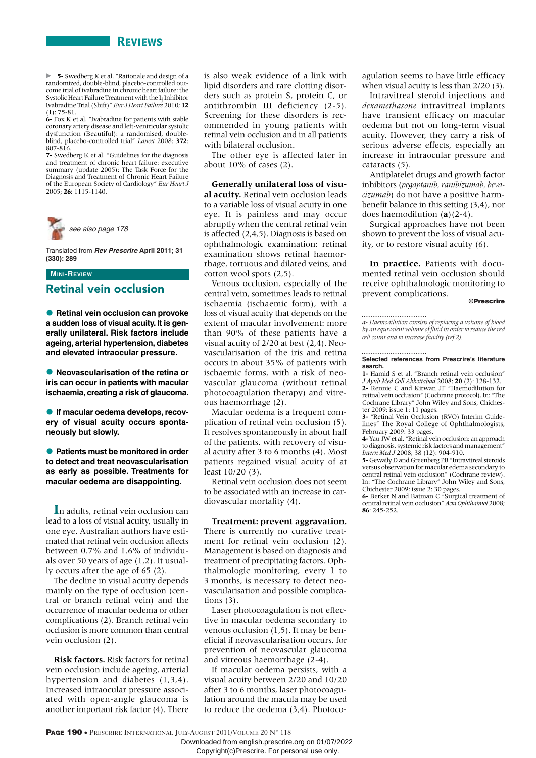5- Swedberg K et al. "Rationale and design of a randomized, double-blind, placebo-controlled outcome trial of ivabradine in chronic heart failure: the Systolic Heart Failure Treatment with the $I_f$ Inhibitor Ivabradine Trial (Shift)" *Eur J Heart Failure* 2010; **12** (1): 75-81.
6- Fox K et al. "Ivabradine for patients with stable coronary artery disease and left-ventricular systolic dysfunction (Beautiful): a randomised, double-blind, placebo-controlled trial" *Lancet* 2008; **372**: 807-816.
7- Swedberg K et al. "Guidelines for the diagnosis and treatment of chronic heart failure: executive summary (update 2005): The Task Force for the Diagnosis and Treatment of Chronic Heart Failure of the European Society of Cardiology" *Eur Heart J* 2005; **26**: 1115-1140.

*see also page 178*

Translated from ***Rev Prescrire*** **April 2011; 31 (330): 289**

**MINI-REVIEW**

## Retinal vein occlusion

- **Retinal vein occlusion can provoke a sudden loss of visual acuity. It is generally unilateral. Risk factors include ageing, arterial hypertension, diabetes and elevated intraocular pressure.**
- **Neovascularisation of the retina or iris can occur in patients with macular ischaemia, creating a risk of glaucoma.**
- **If macular oedema develops, recovery of visual acuity occurs spontaneously but slowly.**
- **Patients must be monitored in order to detect and treat neovascularisation as early as possible. Treatments for macular oedema are disappointing.**

In adults, retinal vein occlusion can lead to a loss of visual acuity, usually in one eye. Australian authors have estimated that retinal vein occlusion affects between 0.7% and 1.6% of individuals over 50 years of age (1,2). It usually occurs after the age of 65 (2).

The decline in visual acuity depends mainly on the type of occlusion (central or branch retinal vein) and the occurrence of macular oedema or other complications (2). Branch retinal vein occlusion is more common than central vein occlusion (2).

**Risk factors.** Risk factors for retinal vein occlusion include ageing, arterial hypertension and diabetes (1,3,4). Increased intraocular pressure associated with open-angle glaucoma is another important risk factor (4). There is also weak evidence of a link with lipid disorders and rare clotting disorders such as protein S, protein C, or antithrombin III deficiency (2-5). Screening for these disorders is recommended in young patients with retinal vein occlusion and in all patients with bilateral occlusion.

The other eye is affected later in about 10% of cases (2).

**Generally unilateral loss of visual acuity.** Retinal vein occlusion leads to a variable loss of visual acuity in one eye. It is painless and may occur abruptly when the central retinal vein is affected (2,4,5). Diagnosis is based on ophthalmologic examination: retinal examination shows retinal haemorrhage, tortuous and dilated veins, and cotton wool spots (2,5).

Venous occlusion, especially of the central vein, sometimes leads to retinal ischaemia (ischaemic form), with a loss of visual acuity that depends on the extent of macular involvement: more than 90% of these patients have a visual acuity of 2/20 at best (2,4). Neovascularisation of the iris and retina occurs in about 35% of patients with ischaemic forms, with a risk of neovascular glaucoma (without retinal photocoagulation therapy) and vitreous haemorrhage (2).

Macular oedema is a frequent complication of retinal vein occlusion (5). It resolves spontaneously in about half of the patients, with recovery of visual acuity after 3 to 6 months (4). Most patients regained visual acuity of at least 10/20 (3).

Retinal vein occlusion does not seem to be associated with an increase in cardiovascular mortality (4).

**Treatment: prevent aggravation.** There is currently no curative treatment for retinal vein occlusion (2). Management is based on diagnosis and treatment of precipitating factors. Ophthalmologic monitoring, every 1 to 3 months, is necessary to detect neovascularisation and possible complications (3).

Laser photocoagulation is not effective in macular oedema secondary to venous occlusion (1,5). It may be beneficial if neovascularisation occurs, for prevention of neovascular glaucoma and vitreous haemorrhage (2-4).

If macular oedema persists, with a visual acuity between 2/20 and 10/20 after 3 to 6 months, laser photocoagulation around the macula may be used to reduce the oedema (3,4). Photocoagulation seems to have little efficacy when visual acuity is less than 2/20 (3).

Intravitreal steroid injections and *dexamethasone* intravitreal implants have transient efficacy on macular oedema but not on long-term visual acuity. However, they carry a risk of serious adverse effects, especially an increase in intraocular pressure and cataracts (5).

Antiplatelet drugs and growth factor inhibitors (*pegaptanib, ranibizumab, bevacizumab*) do not have a positive harm-benefit balance in this setting (3,4), nor does haemodilution (**a**)(2-4).

Surgical approaches have not been shown to prevent the loss of visual acuity, or to restore visual acuity (6).

**In practice.** Patients with documented retinal vein occlusion should receive ophthalmologic monitoring to prevent complications.

**©Prescrire**

*a- Haemodilution consists of replacing a volume of blood by an equivalent volume of fluid in order to reduce the red cell count and to increase fluidity (ref 2).*

**Selected references from Prescrire's literature search.**

1- Hamid S et al. "Branch retinal vein occlusion" *J Ayub Med Coll Abbottabad* 2008; **20** (2): 128-132.
2- Rennie C and Kirwan JF "Haemodilution for retinal vein occlusion" (Cochrane protocol). In: "The Cochrane Library" John Wiley and Sons, Chichester 2009; issue 1: 11 pages.
3- "Retinal Vein Occlusion (RVO) Interim Guidelines" The Royal College of Ophthalmologists, February 2009: 33 pages.
4- Yau JW et al. "Retinal vein occlusion: an approach to diagnosis, systemic risk factors and management" *Intern Med J* 2008; 38 (12): 904-910.
5- Gewaily D and Greenberg PB "Intravitreal steroids versus observation for macular edema secondary to central retinal vein occlusion" (Cochrane review). In: "The Cochrane Library" John Wiley and Sons, Chichester 2009; issue 2: 30 pages.
6- Berker N and Batman C "Surgical treatment of central retinal vein occlusion" *Acta Ophthalmol* 2008; **86**: 245-252.